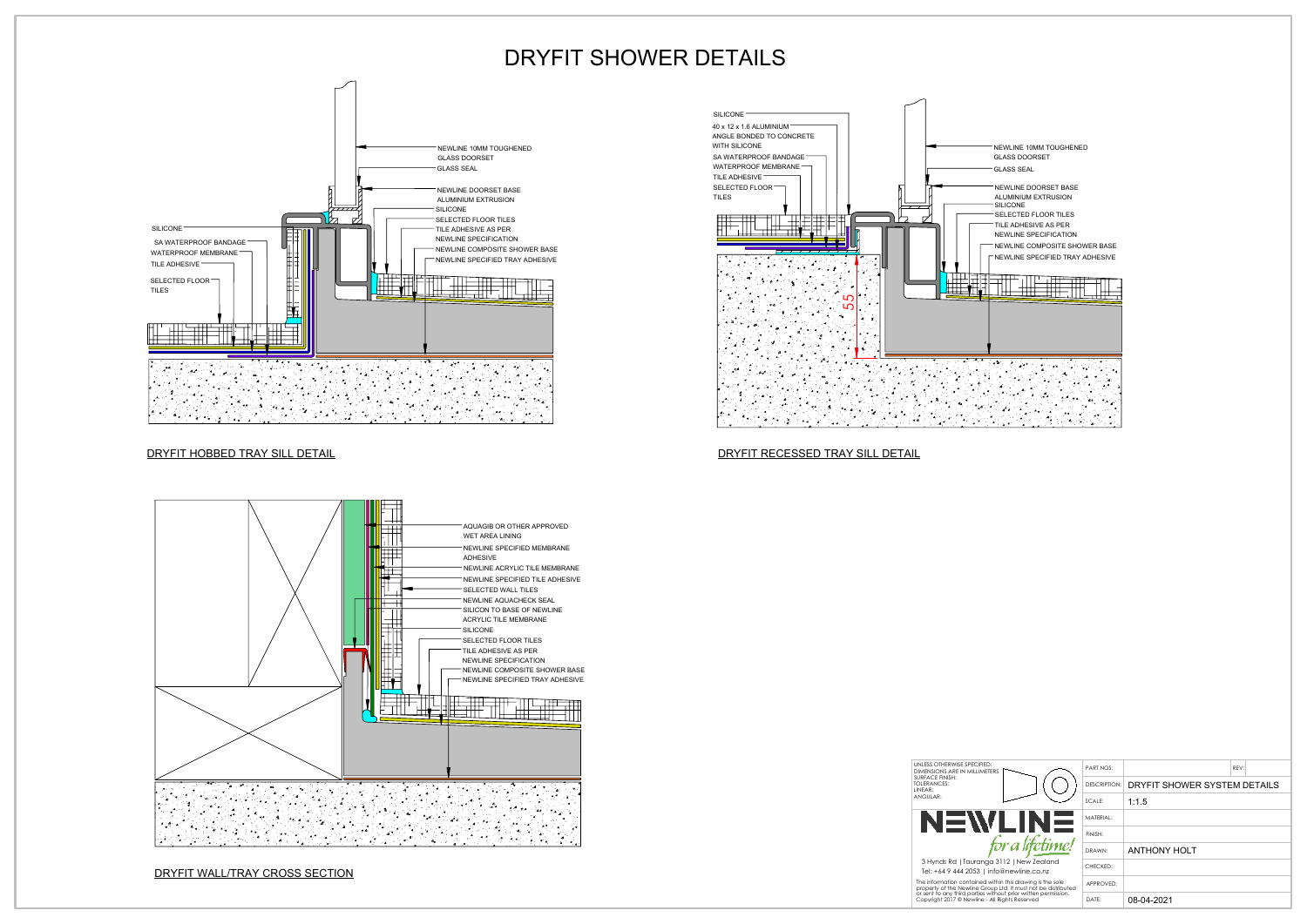# DRYFIT SHOWER DETAILS

## DRYFIT HOBBED TRAY SILL DETAIL

- NEWLINE 10MM TOUGHENED GLASS DOORSET
- GLASS SEAL
- NEWLINE DOORSET BASE ALUMINIUM EXTRUSION
- SILICONE
- SELECTED FLOOR TILES
- TILE ADHESIVE AS PER NEWLINE SPECIFICATION
- NEWLINE COMPOSITE SHOWER BASE
- NEWLINE SPECIFIED TRAY ADHESIVE
- SILICONE
- SA WATERPROOF BANDAGE
- WATERPROOF MEMBRANE
- TILE ADHESIVE
- SELECTED FLOOR TILES

## DRYFIT RECESSED TRAY SILL DETAIL

- SILICONE
- 40 x 12 x 1.6 ALUMINIUM ANGLE BONDED TO CONCRETE WITH SILICONE
- SA WATERPROOF BANDAGE
- WATERPROOF MEMBRANE
- TILE ADHESIVE
- SELECTED FLOOR TILES
- NEWLINE 10MM TOUGHENED GLASS DOORSET
- GLASS SEAL
- NEWLINE DOORSET BASE ALUMINIUM EXTRUSION
- SILICONE
- SELECTED FLOOR TILES
- TILE ADHESIVE AS PER NEWLINE SPECIFICATION
- NEWLINE COMPOSITE SHOWER BASE
- NEWLINE SPECIFIED TRAY ADHESIVE
- 55

## DRYFIT WALL/TRAY CROSS SECTION

- AQUAGIB OR OTHER APPROVED WET AREA LINING
- NEWLINE SPECIFIED MEMBRANE ADHESIVE
- NEWLINE ACRYLIC TILE MEMBRANE
- NEWLINE SPECIFIED TILE ADHESIVE
- SELECTED WALL TILES
- NEWLINE AQUACHECK SEAL
- SILICON TO BASE OF NEWLINE ACRYLIC TILE MEMBRANE
- SILICONE
- SELECTED FLOOR TILES
- TILE ADHESIVE AS PER NEWLINE SPECIFICATION
- NEWLINE COMPOSITE SHOWER BASE
- NEWLINE SPECIFIED TRAY ADHESIVE

---

UNLESS OTHERWISE SPECIFIED:
DIMENSIONS ARE IN MILLIMETERS
SURFACE FINISH:
TOLERANCES:
LINEAR:
ANGULAR:

**NEWLINE** *for a lifetime!*

3 Hynds Rd | Tauranga 3112 | New Zealand
Tel: +64 9 444 2053 | info@newline.co.nz

The information contained within this drawing is the sole property of the Newline Group Ltd. It must not be distributed or sent to any third parties without prior written permission. Copyright 2017 © Newline - All Rights Reserved

| PART NOS: | | REV: |
|---|---|---|
| DESCRIPTION: | DRYFIT SHOWER SYSTEM DETAILS | |
| SCALE: | 1:1.5 | |
| MATERIAL: | | |
| FINISH: | | |
| DRAWN: | ANTHONY HOLT | |
| CHECKED: | | |
| APPROVED: | | |
| DATE: | 08-04-2021 | |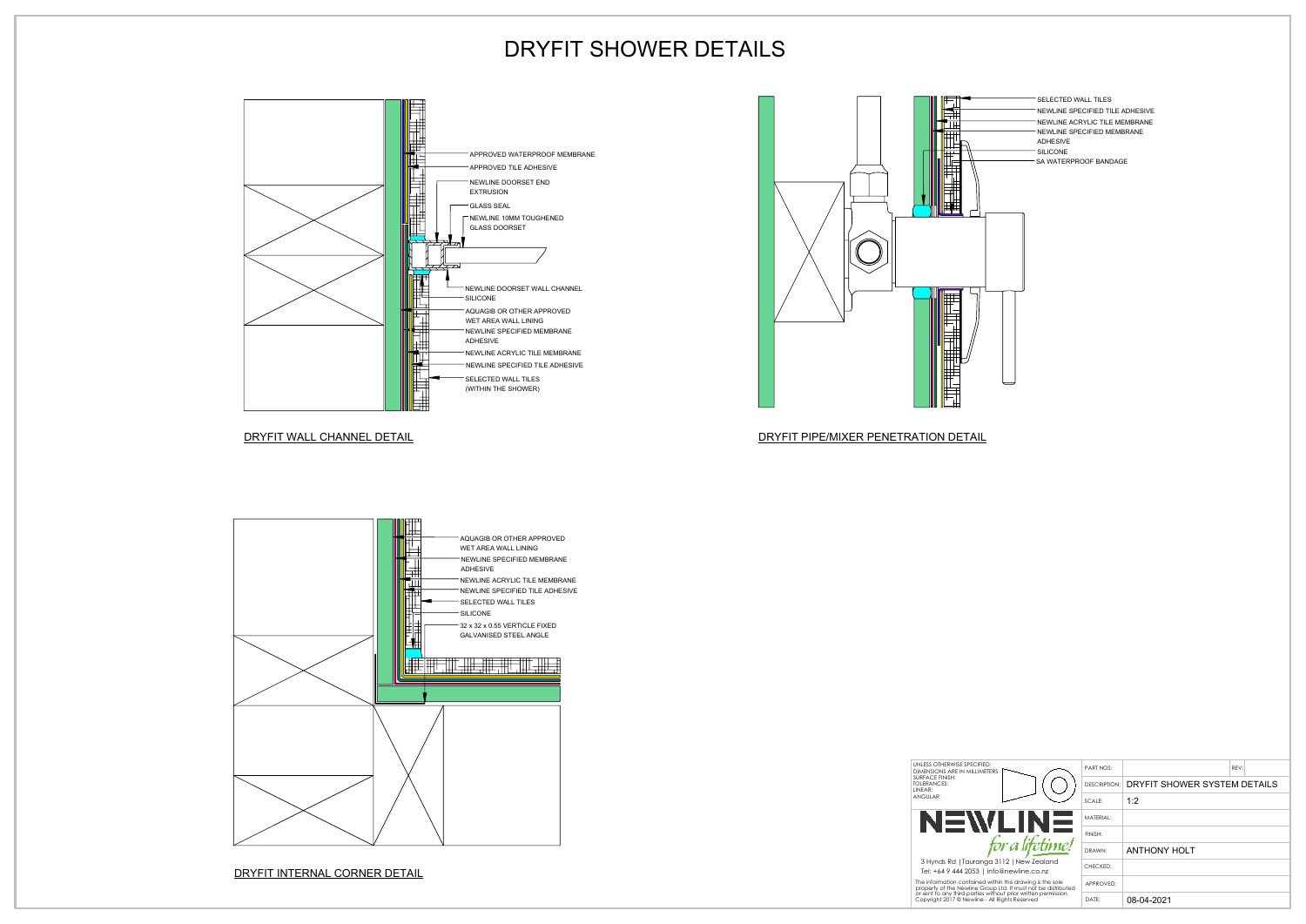# DRYFIT SHOWER DETAILS

APPROVED WATERPROOF MEMBRANE
APPROVED TILE ADHESIVE
NEWLINE DOORSET END EXTRUSION
GLASS SEAL
NEWLINE 10MM TOUGHENED GLASS DOORSET
NEWLINE DOORSET WALL CHANNEL
SILICONE
AQUAGIB OR OTHER APPROVED WET AREA WALL LINING
NEWLINE SPECIFIED MEMBRANE ADHESIVE
NEWLINE ACRYLIC TILE MEMBRANE
NEWLINE SPECIFIED TILE ADHESIVE
SELECTED WALL TILES (WITHIN THE SHOWER)

DRYFIT WALL CHANNEL DETAIL

SELECTED WALL TILES
NEWLINE SPECIFIED TILE ADHESIVE
NEWLINE ACRYLIC TILE MEMBRANE
NEWLINE SPECIFIED MEMBRANE ADHESIVE
SILICONE
SA WATERPROOF BANDAGE

DRYFIT PIPE/MIXER PENETRATION DETAIL

AQUAGIB OR OTHER APPROVED WET AREA WALL LINING
NEWLINE SPECIFIED MEMBRANE ADHESIVE
NEWLINE ACRYLIC TILE MEMBRANE
NEWLINE SPECIFIED TILE ADHESIVE
SELECTED WALL TILES
SILICONE
32 x 32 x 0.55 VERTICLE FIXED GALVANISED STEEL ANGLE

DRYFIT INTERNAL CORNER DETAIL

UNLESS OTHERWISE SPECIFIED:
DIMENSIONS ARE IN MILLIMETERS
SURFACE FINISH:
TOLERANCES:
LINEAR:
ANGULAR:

NEWLINE *for a lifetime!*

3 Hynds Rd | Tauranga 3112 | New Zealand
Tel: +64 9 444 2053 | info@newline.co.nz

The information contained within this drawing is the sole property of the Newline Group Ltd. It must not be distributed or sent to any third parties without prior written permission. Copyright 2017 © Newline - All Rights Reserved

| | |
|---|---|
| PART NOS: | REV: |
| DESCRIPTION: | DRYFIT SHOWER SYSTEM DETAILS |
| SCALE: | 1:2 |
| MATERIAL: | |
| FINISH: | |
| DRAWN: | ANTHONY HOLT |
| CHECKED: | |
| APPROVED: | |
| DATE: | 08-04-2021 |